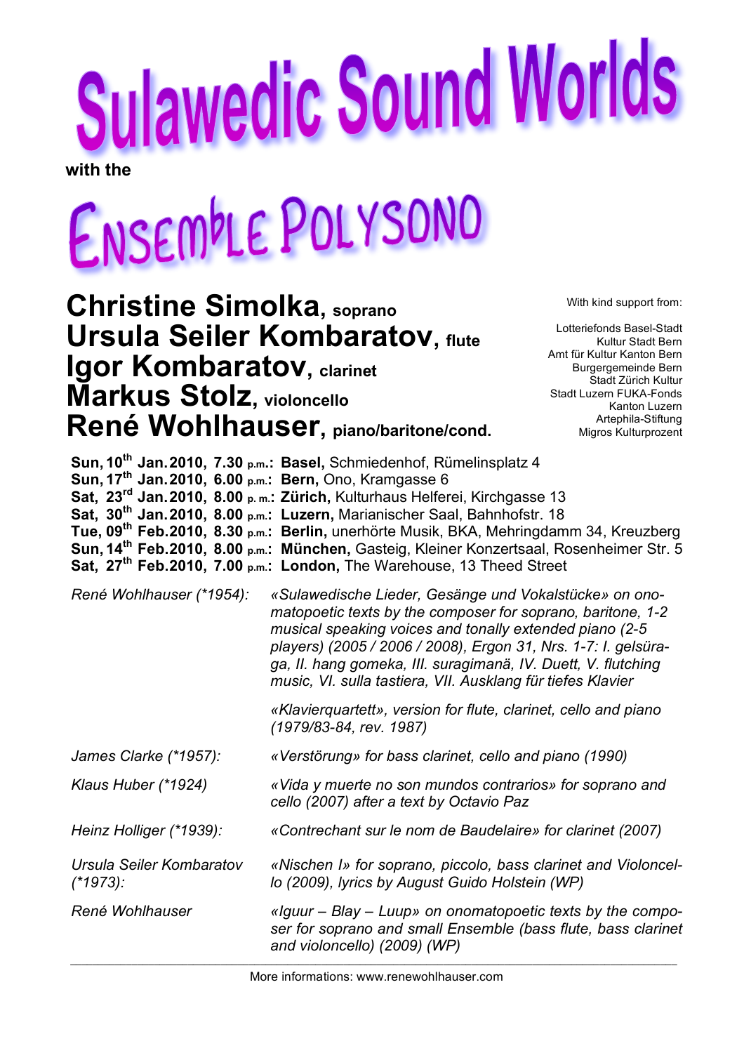# Sulawedic Sound Worlds

**with the**

# Ensemble Polysono

**Christine Simolka, soprano**
**Ursula Seiler Kombaratov, flute**
**Igor Kombaratov, clarinet**
**Markus Stolz, violoncello**
**René Wohlhauser, piano/baritone/cond.**

With kind support from:

Lotteriefonds Basel-Stadt
Kultur Stadt Bern
Amt für Kultur Kanton Bern
Burgergemeinde Bern
Stadt Zürich Kultur
Stadt Luzern FUKA-Fonds
Kanton Luzern
Artephila-Stiftung
Migros Kulturprozent

**Sun, 10th Jan. 2010, 7.30 p.m.: Basel,** Schmiedenhof, Rümelinsplatz 4
**Sun, 17th Jan. 2010, 6.00 p.m.: Bern,** Ono, Kramgasse 6
**Sat, 23rd Jan. 2010, 8.00 p. m.: Zürich,** Kulturhaus Helferei, Kirchgasse 13
**Sat, 30th Jan. 2010, 8.00 p.m.: Luzern,** Marianischer Saal, Bahnhofstr. 18
**Tue, 09th Feb. 2010, 8.30 p.m.: Berlin,** unerhörte Musik, BKA, Mehringdamm 34, Kreuzberg
**Sun, 14th Feb. 2010, 8.00 p.m.: München,** Gasteig, Kleiner Konzertsaal, Rosenheimer Str. 5
**Sat, 27th Feb. 2010, 7.00 p.m.: London,** The Warehouse, 13 Theed Street

*René Wohlhauser (\*1954):* *«Sulawedische Lieder, Gesänge und Vokalstücke» on onomatopoetic texts by the composer for soprano, baritone, 1-2 musical speaking voices and tonally extended piano (2-5 players) (2005 / 2006 / 2008), Ergon 31, Nrs. 1-7: I. gelsüraga, II. hang gomeka, III. suragimanä, IV. Duett, V. flutching music, VI. sulla tastiera, VII. Ausklang für tiefes Klavier*

*«Klavierquartett», version for flute, clarinet, cello and piano (1979/83-84, rev. 1987)*

*James Clarke (\*1957):* *«Verstörung» for bass clarinet, cello and piano (1990)*

*Klaus Huber (\*1924)* *«Vida y muerte no son mundos contrarios» for soprano and cello (2007) after a text by Octavio Paz*

*Heinz Holliger (\*1939):* *«Contrechant sur le nom de Baudelaire» for clarinet (2007)*

*Ursula Seiler Kombaratov (\*1973):* *«Nischen I» for soprano, piccolo, bass clarinet and Violoncello (2009), lyrics by August Guido Holstein (WP)*

*René Wohlhauser* *«Iguur – Blay – Luup» on onomatopoetic texts by the composer for soprano and small Ensemble (bass flute, bass clarinet and violoncello) (2009) (WP)*

---

More informations: www.renewohlhauser.com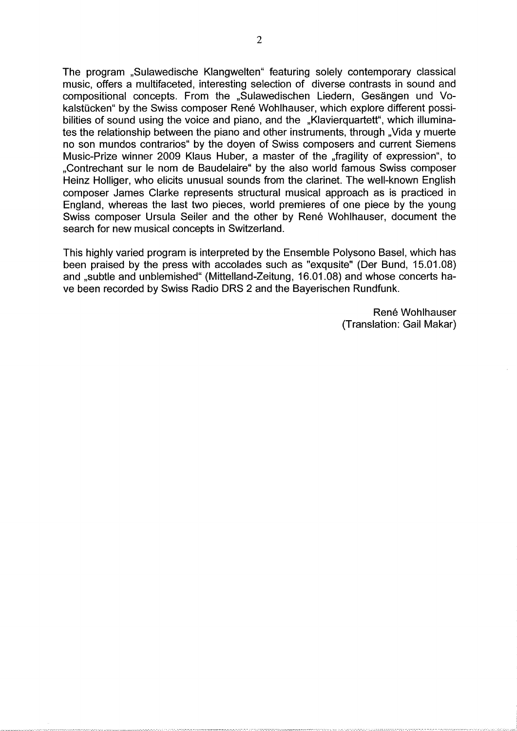The program „Sulawedische Klangwelten" featuring solely contemporary classical music, offers a multifaceted, interesting selection of diverse contrasts in sound and compositional concepts. From the „Sulawedischen Liedern, Gesängen und Vokalstücken" by the Swiss composer René Wohlhauser, which explore different possibilities of sound using the voice and piano, and the „Klavierquartett", which illuminates the relationship between the piano and other instruments, through „Vida y muerte no son mundos contrarios" by the doyen of Swiss composers and current Siemens Music-Prize winner 2009 Klaus Huber, a master of the „fragility of expression", to „Contrechant sur le nom de Baudelaire" by the also world famous Swiss composer Heinz Holliger, who elicits unusual sounds from the clarinet. The well-known English composer James Clarke represents structural musical approach as is practiced in England, whereas the last two pieces, world premieres of one piece by the young Swiss composer Ursula Seiler and the other by René Wohlhauser, document the search for new musical concepts in Switzerland.

This highly varied program is interpreted by the Ensemble Polysono Basel, which has been praised by the press with accolades such as "exqusite" (Der Bund, 15.01.08) and „subtle and unblemished" (Mittelland-Zeitung, 16.01.08) and whose concerts have been recorded by Swiss Radio DRS 2 and the Bayerischen Rundfunk.

René Wohlhauser
(Translation: Gail Makar)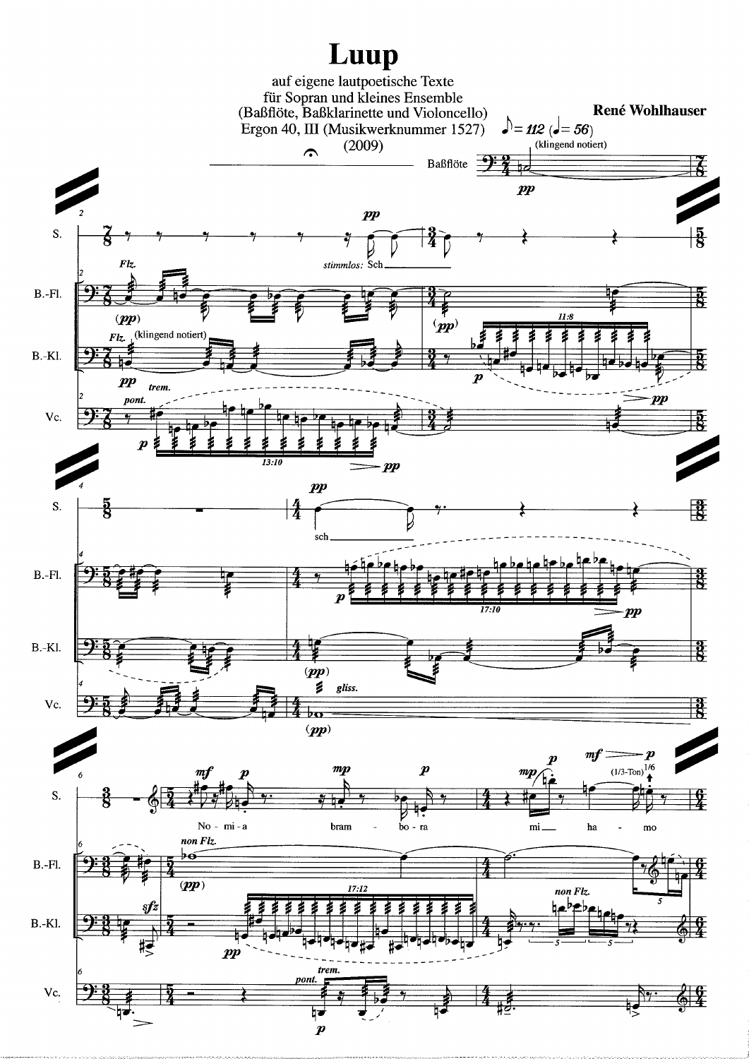# Luup

auf eigene lautpoetische Texte
für Sopran und kleines Ensemble
(Baßflöte, Baßklarinette und Violoncello)
Ergon 40, III (Musikwerknummer 1527)
(2009)

**René Wohlhauser**

♪ = 112 (♩ = 56)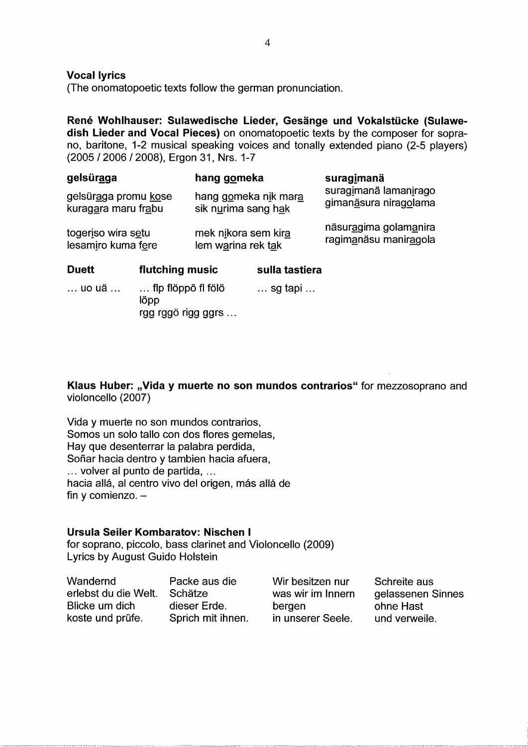### Vocal lyrics

(The onomatopoetic texts follow the german pronunciation.

**René Wohlhauser: Sulawedische Lieder, Gesänge und Vokalstücke (Sulawedish Lieder and Vocal Pieces)** on onomatopoetic texts by the composer for soprano, baritone, 1-2 musical speaking voices and tonally extended piano (2-5 players) (2005 / 2006 / 2008), Ergon 31, Nrs. 1-7

**gelsüraga**

gelsüraga promu kose
kuragara maru frabu

togeriso wira setu
lesamiro kuma fere

**hang gomeka**

hang gomeka nik mara
sik nurima sang hak

mek nikora sem kira
lem warina rek tak

**suragimanä**

suragimanä lamanirago
gimanäsura niragolama

näsuragima golamanira
ragimanäsu maniragola

**Duett**

… uo uä …

**flutching music**

… flp flöppö fl fölö
löpp
rgg rggö rigg ggrs …

**sulla tastiera**

… sg tapi …

**Klaus Huber: „Vida y muerte no son mundos contrarios“** for mezzosoprano and violoncello (2007)

Vida y muerte no son mundos contrarios,
Somos un solo tallo con dos flores gemelas,
Hay que desenterrar la palabra perdida,
Soñar hacia dentro y tambien hacia afuera,
… volver al punto de partida, …
hacia allá, al centro vivo del origen, más allá de
fin y comienzo. –

**Ursula Seiler Kombaratov: Nischen I**
for soprano, piccolo, bass clarinet and Violoncello (2009)
Lyrics by August Guido Holstein

Wandernd
erlebst du die Welt.
Blicke um dich
koste und prüfe.

Packe aus die
Schätze
dieser Erde.
Sprich mit ihnen.

Wir besitzen nur
was wir im Innern
bergen
in unserer Seele.

Schreite aus
gelassenen Sinnes
ohne Hast
und verweile.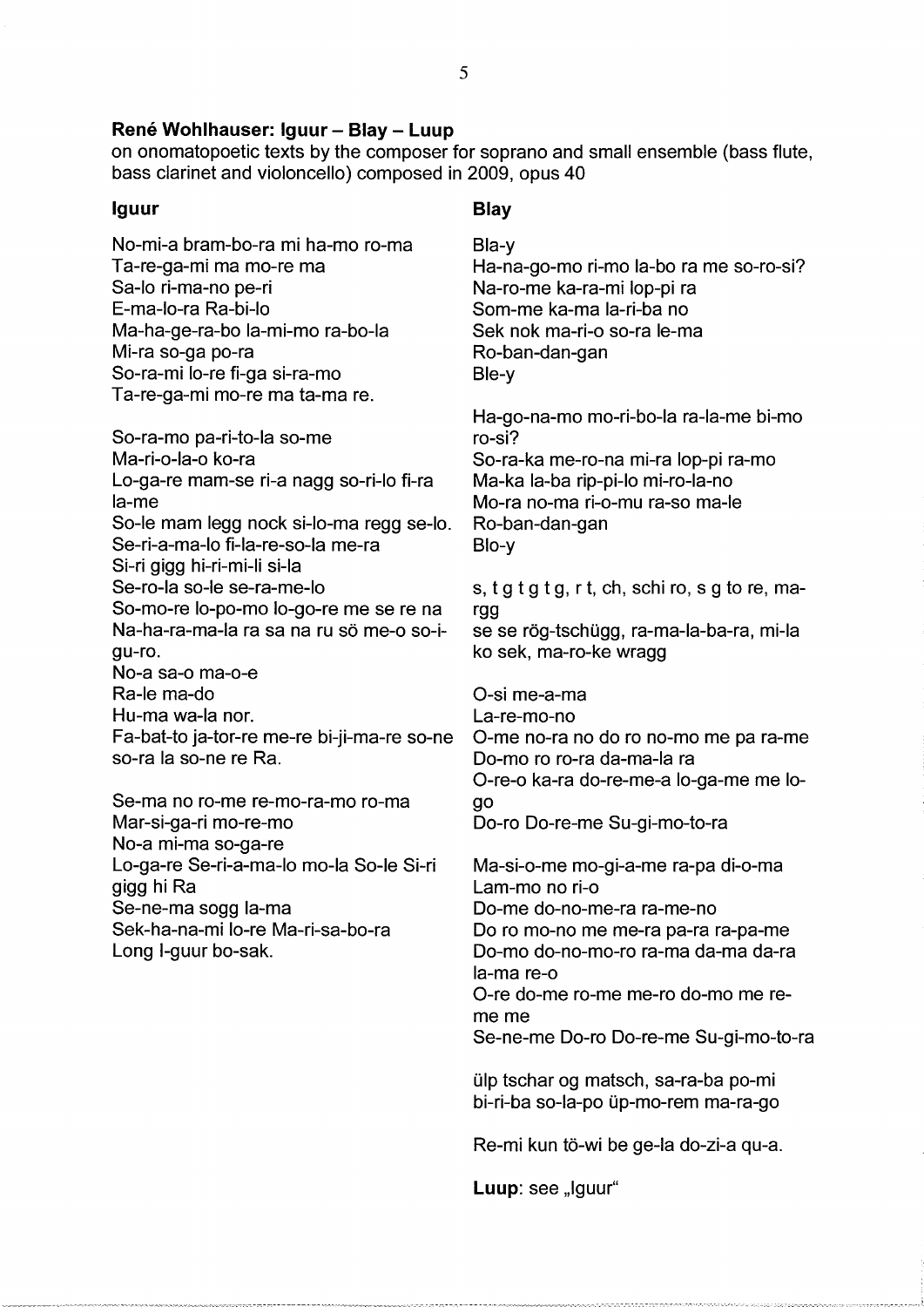**René Wohlhauser: Iguur – Blay – Luup**
on onomatopoetic texts by the composer for soprano and small ensemble (bass flute, bass clarinet and violoncello) composed in 2009, opus 40

**Iguur**

No-mi-a bram-bo-ra mi ha-mo ro-ma
Ta-re-ga-mi ma mo-re ma
Sa-lo ri-ma-no pe-ri
E-ma-lo-ra Ra-bi-lo
Ma-ha-ge-ra-bo la-mi-mo ra-bo-la
Mi-ra so-ga po-ra
So-ra-mi lo-re fi-ga si-ra-mo
Ta-re-ga-mi mo-re ma ta-ma re.

So-ra-mo pa-ri-to-la so-me
Ma-ri-o-la-o ko-ra
Lo-ga-re mam-se ri-a nagg so-ri-lo fi-ra la-me
So-le mam legg nock si-lo-ma regg se-lo.
Se-ri-a-ma-lo fi-la-re-so-la me-ra
Si-ri gigg hi-ri-mi-li si-la
Se-ro-la so-le se-ra-me-lo
So-mo-re lo-po-mo lo-go-re me se re na
Na-ha-ra-ma-la ra sa na ru sö me-o so-i-gu-ro.
No-a sa-o ma-o-e
Ra-le ma-do
Hu-ma wa-la nor.
Fa-bat-to ja-tor-re me-re bi-ji-ma-re so-ne so-ra la so-ne re Ra.

Se-ma no ro-me re-mo-ra-mo ro-ma
Mar-si-ga-ri mo-re-mo
No-a mi-ma so-ga-re
Lo-ga-re Se-ri-a-ma-lo mo-la So-le Si-ri gigg hi Ra
Se-ne-ma sogg la-ma
Sek-ha-na-mi lo-re Ma-ri-sa-bo-ra
Long I-guur bo-sak.

**Blay**

Bla-y
Ha-na-go-mo ri-mo la-bo ra me so-ro-si?
Na-ro-me ka-ra-mi lop-pi ra
Som-me ka-ma la-ri-ba no
Sek nok ma-ri-o so-ra le-ma
Ro-ban-dan-gan
Ble-y

Ha-go-na-mo mo-ri-bo-la ra-la-me bi-mo ro-si?
So-ra-ka me-ro-na mi-ra lop-pi ra-mo
Ma-ka la-ba rip-pi-lo mi-ro-la-no
Mo-ra no-ma ri-o-mu ra-so ma-le
Ro-ban-dan-gan
Blo-y

s, t g t g t g, r t, ch, schi ro, s g to re, ma-rgg
se se rög-tschügg, ra-ma-la-ba-ra, mi-la ko sek, ma-ro-ke wragg

O-si me-a-ma
La-re-mo-no
O-me no-ra no do ro no-mo me pa ra-me
Do-mo ro ro-ra da-ma-la ra
O-re-o ka-ra do-re-me-a lo-ga-me me lo-go
Do-ro Do-re-me Su-gi-mo-to-ra

Ma-si-o-me mo-gi-a-me ra-pa di-o-ma
Lam-mo no ri-o
Do-me do-no-me-ra ra-me-no
Do ro mo-no me me-ra pa-ra ra-pa-me
Do-mo do-no-mo-ro ra-ma da-ma da-ra la-ma re-o
O-re do-me ro-me me-ro do-mo me re-me me
Se-ne-me Do-ro Do-re-me Su-gi-mo-to-ra

ülp tschar og matsch, sa-ra-ba po-mi
bi-ri-ba so-la-po üp-mo-rem ma-ra-go

Re-mi kun tö-wi be ge-la do-zi-a qu-a.

**Luup**: see „Iguur"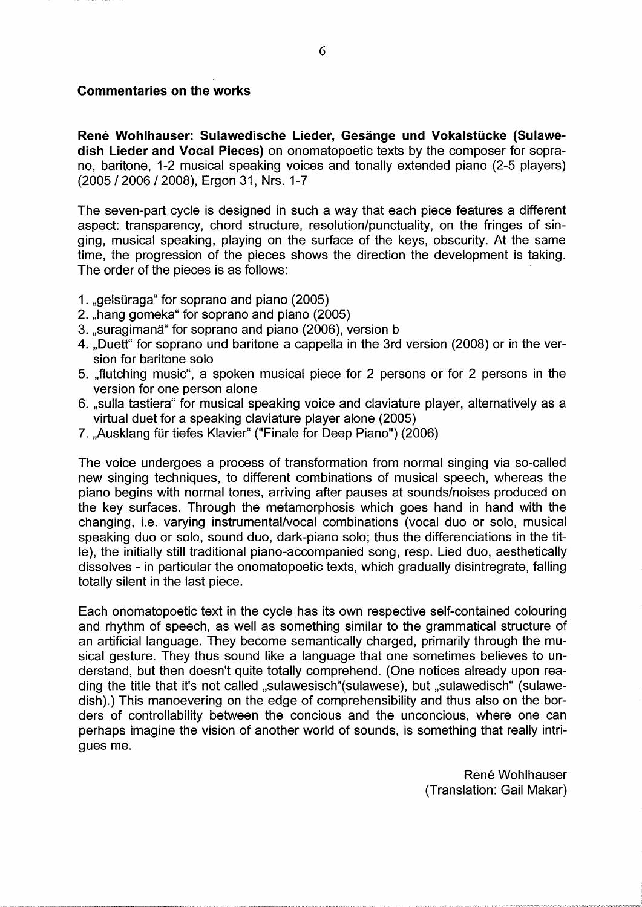## Commentaries on the works

**René Wohlhauser: Sulawedische Lieder, Gesänge und Vokalstücke (Sulawedish Lieder and Vocal Pieces)** on onomatopoetic texts by the composer for soprano, baritone, 1-2 musical speaking voices and tonally extended piano (2-5 players) (2005 / 2006 / 2008), Ergon 31, Nrs. 1-7

The seven-part cycle is designed in such a way that each piece features a different aspect: transparency, chord structure, resolution/punctuality, on the fringes of singing, musical speaking, playing on the surface of the keys, obscurity. At the same time, the progression of the pieces shows the direction the development is taking. The order of the pieces is as follows:

1. „gelsüraga" for soprano and piano (2005)
2. „hang gomeka" for soprano and piano (2005)
3. „suragimanä" for soprano and piano (2006), version b
4. „Duett" for soprano und baritone a cappella in the 3rd version (2008) or in the version for baritone solo
5. „flutching music", a spoken musical piece for 2 persons or for 2 persons in the version for one person alone
6. „sulla tastiera" for musical speaking voice and claviature player, alternatively as a virtual duet for a speaking claviature player alone (2005)
7. „Ausklang für tiefes Klavier" ("Finale for Deep Piano") (2006)

The voice undergoes a process of transformation from normal singing via so-called new singing techniques, to different combinations of musical speech, whereas the piano begins with normal tones, arriving after pauses at sounds/noises produced on the key surfaces. Through the metamorphosis which goes hand in hand with the changing, i.e. varying instrumental/vocal combinations (vocal duo or solo, musical speaking duo or solo, sound duo, dark-piano solo; thus the differenciations in the title), the initially still traditional piano-accompanied song, resp. Lied duo, aesthetically dissolves - in particular the onomatopoetic texts, which gradually disintregrate, falling totally silent in the last piece.

Each onomatopoetic text in the cycle has its own respective self-contained colouring and rhythm of speech, as well as something similar to the grammatical structure of an artificial language. They become semantically charged, primarily through the musical gesture. They thus sound like a language that one sometimes believes to understand, but then doesn't quite totally comprehend. (One notices already upon reading the title that it's not called „sulawesisch"(sulawese), but „sulawedisch" (sulawedish).) This manoevering on the edge of comprehensibility and thus also on the borders of controllability between the concious and the unconcious, where one can perhaps imagine the vision of another world of sounds, is something that really intrigues me.

René Wohlhauser
(Translation: Gail Makar)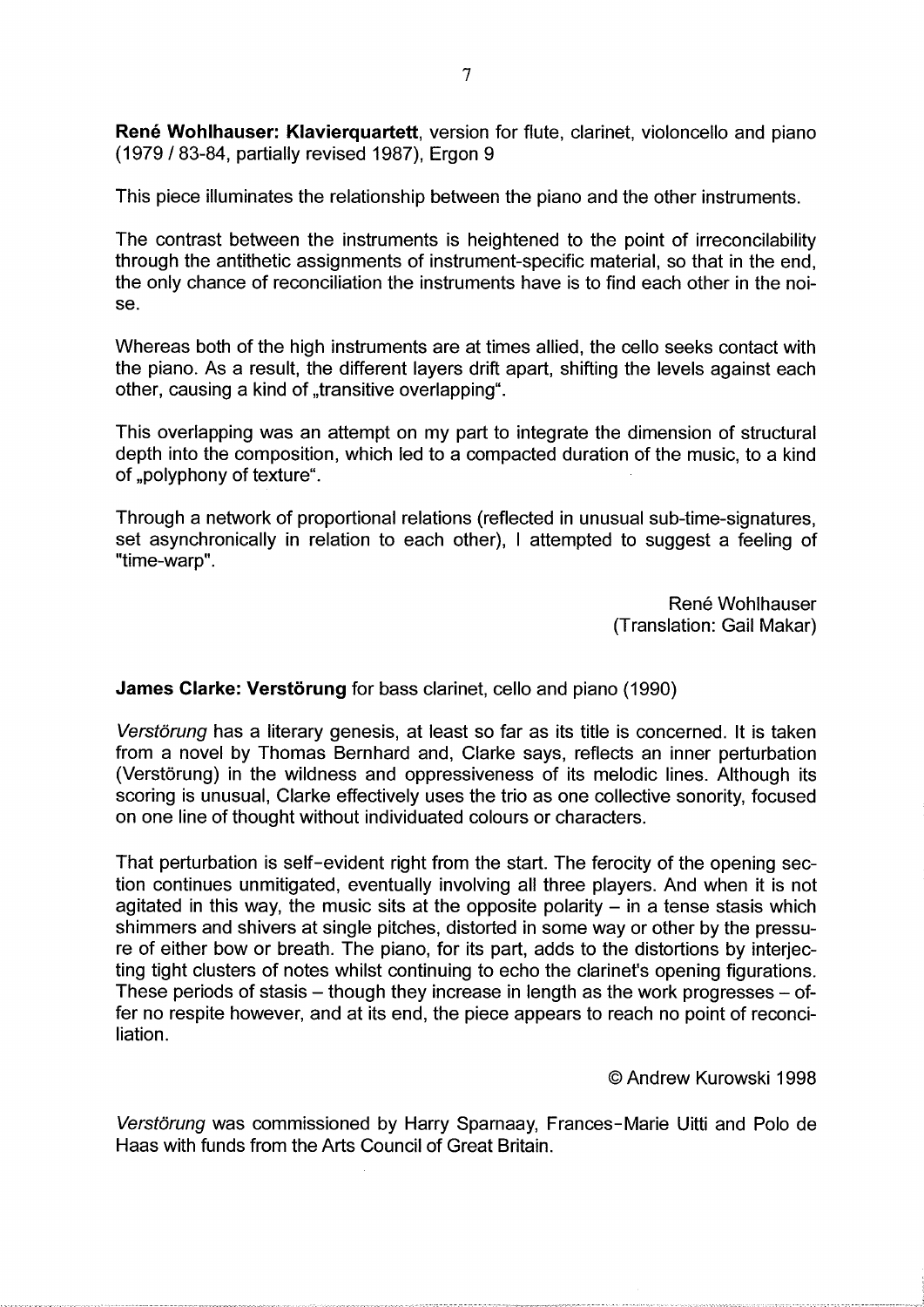**René Wohlhauser: Klavierquartett**, version for flute, clarinet, violoncello and piano (1979 / 83-84, partially revised 1987), Ergon 9

This piece illuminates the relationship between the piano and the other instruments.

The contrast between the instruments is heightened to the point of irreconcilability through the antithetic assignments of instrument-specific material, so that in the end, the only chance of reconciliation the instruments have is to find each other in the noise.

Whereas both of the high instruments are at times allied, the cello seeks contact with the piano. As a result, the different layers drift apart, shifting the levels against each other, causing a kind of „transitive overlapping".

This overlapping was an attempt on my part to integrate the dimension of structural depth into the composition, which led to a compacted duration of the music, to a kind of „polyphony of texture".

Through a network of proportional relations (reflected in unusual sub-time-signatures, set asynchronically in relation to each other), I attempted to suggest a feeling of "time-warp".

René Wohlhauser
(Translation: Gail Makar)

**James Clarke: Verstörung** for bass clarinet, cello and piano (1990)

*Verstörung* has a literary genesis, at least so far as its title is concerned. It is taken from a novel by Thomas Bernhard and, Clarke says, reflects an inner perturbation (Verstörung) in the wildness and oppressiveness of its melodic lines. Although its scoring is unusual, Clarke effectively uses the trio as one collective sonority, focused on one line of thought without individuated colours or characters.

That perturbation is self-evident right from the start. The ferocity of the opening section continues unmitigated, eventually involving all three players. And when it is not agitated in this way, the music sits at the opposite polarity – in a tense stasis which shimmers and shivers at single pitches, distorted in some way or other by the pressure of either bow or breath. The piano, for its part, adds to the distortions by interjecting tight clusters of notes whilst continuing to echo the clarinet's opening figurations. These periods of stasis – though they increase in length as the work progresses – offer no respite however, and at its end, the piece appears to reach no point of reconciliation.

© Andrew Kurowski 1998

*Verstörung* was commissioned by Harry Sparnaay, Frances-Marie Uitti and Polo de Haas with funds from the Arts Council of Great Britain.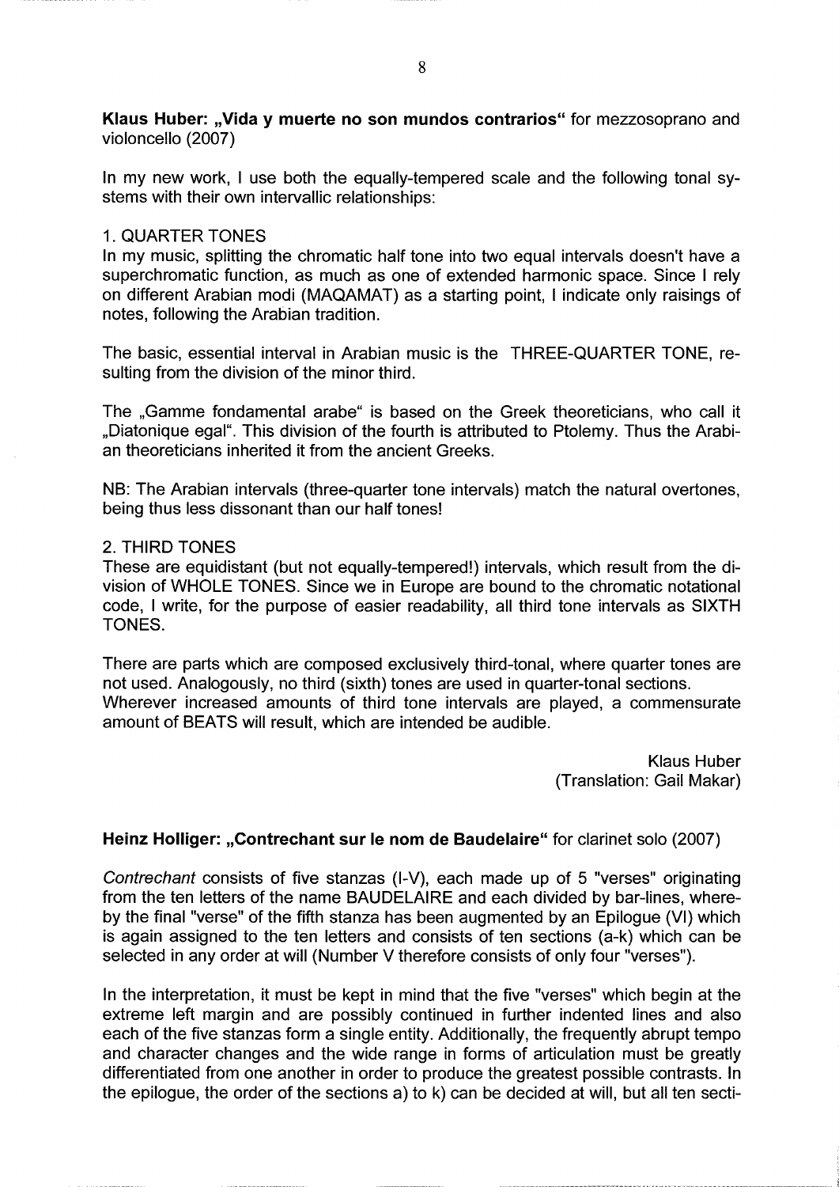**Klaus Huber: „Vida y muerte no son mundos contrarios"** for mezzosoprano and violoncello (2007)

In my new work, I use both the equally-tempered scale and the following tonal systems with their own intervallic relationships:

1. QUARTER TONES
In my music, splitting the chromatic half tone into two equal intervals doesn't have a superchromatic function, as much as one of extended harmonic space. Since I rely on different Arabian modi (MAQAMAT) as a starting point, I indicate only raisings of notes, following the Arabian tradition.

The basic, essential interval in Arabian music is the THREE-QUARTER TONE, resulting from the division of the minor third.

The „Gamme fondamental arabe" is based on the Greek theoreticians, who call it „Diatonique egal". This division of the fourth is attributed to Ptolemy. Thus the Arabian theoreticians inherited it from the ancient Greeks.

NB: The Arabian intervals (three-quarter tone intervals) match the natural overtones, being thus less dissonant than our half tones!

2. THIRD TONES
These are equidistant (but not equally-tempered!) intervals, which result from the division of WHOLE TONES. Since we in Europe are bound to the chromatic notational code, I write, for the purpose of easier readability, all third tone intervals as SIXTH TONES.

There are parts which are composed exclusively third-tonal, where quarter tones are not used. Analogously, no third (sixth) tones are used in quarter-tonal sections.
Wherever increased amounts of third tone intervals are played, a commensurate amount of BEATS will result, which are intended be audible.

Klaus Huber
(Translation: Gail Makar)

**Heinz Holliger: „Contrechant sur le nom de Baudelaire"** for clarinet solo (2007)

*Contrechant* consists of five stanzas (I-V), each made up of 5 "verses" originating from the ten letters of the name BAUDELAIRE and each divided by bar-lines, whereby the final "verse" of the fifth stanza has been augmented by an Epilogue (VI) which is again assigned to the ten letters and consists of ten sections (a-k) which can be selected in any order at will (Number V therefore consists of only four "verses").

In the interpretation, it must be kept in mind that the five "verses" which begin at the extreme left margin and are possibly continued in further indented lines and also each of the five stanzas form a single entity. Additionally, the frequently abrupt tempo and character changes and the wide range in forms of articulation must be greatly differentiated from one another in order to produce the greatest possible contrasts. In the epilogue, the order of the sections a) to k) can be decided at will, but all ten secti-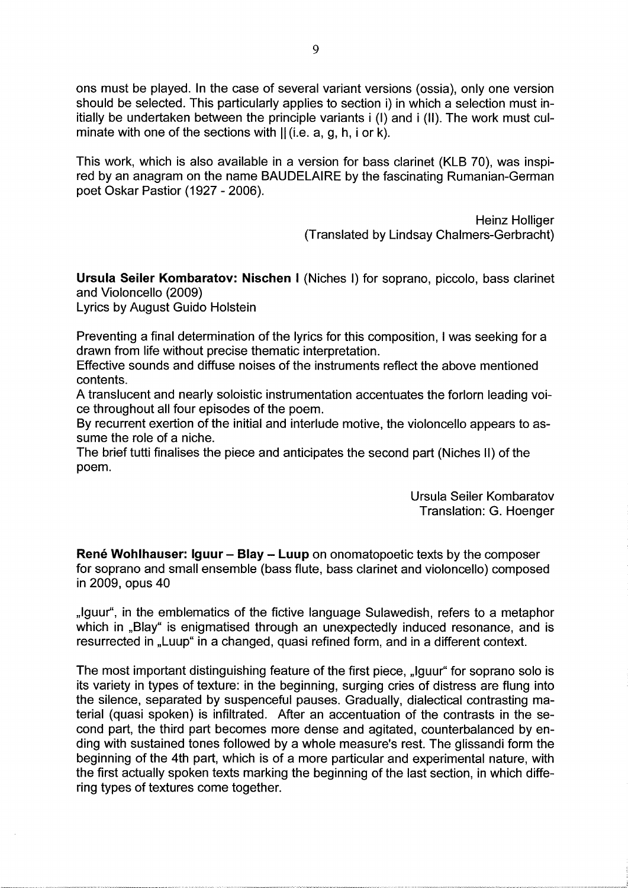ons must be played. In the case of several variant versions (ossia), only one version should be selected. This particularly applies to section i) in which a selection must initially be undertaken between the principle variants i (I) and i (II). The work must culminate with one of the sections with || (i.e. a, g, h, i or k).

This work, which is also available in a version for bass clarinet (KLB 70), was inspired by an anagram on the name BAUDELAIRE by the fascinating Rumanian-German poet Oskar Pastior (1927 - 2006).

Heinz Holliger
(Translated by Lindsay Chalmers-Gerbracht)

**Ursula Seiler Kombaratov: Nischen I** (Niches I) for soprano, piccolo, bass clarinet and Violoncello (2009)
Lyrics by August Guido Holstein

Preventing a final determination of the lyrics for this composition, I was seeking for a drawn from life without precise thematic interpretation.
Effective sounds and diffuse noises of the instruments reflect the above mentioned contents.
A translucent and nearly soloistic instrumentation accentuates the forlorn leading voice throughout all four episodes of the poem.
By recurrent exertion of the initial and interlude motive, the violoncello appears to assume the role of a niche.
The brief tutti finalises the piece and anticipates the second part (Niches II) of the poem.

Ursula Seiler Kombaratov
Translation: G. Hoenger

**René Wohlhauser: Iguur – Blay – Luup** on onomatopoetic texts by the composer for soprano and small ensemble (bass flute, bass clarinet and violoncello) composed in 2009, opus 40

„Iguur", in the emblematics of the fictive language Sulawedish, refers to a metaphor which in „Blay" is enigmatised through an unexpectedly induced resonance, and is resurrected in „Luup" in a changed, quasi refined form, and in a different context.

The most important distinguishing feature of the first piece, „Iguur" for soprano solo is its variety in types of texture: in the beginning, surging cries of distress are flung into the silence, separated by suspenceful pauses. Gradually, dialectical contrasting material (quasi spoken) is infiltrated. After an accentuation of the contrasts in the second part, the third part becomes more dense and agitated, counterbalanced by ending with sustained tones followed by a whole measure's rest. The glissandi form the beginning of the 4th part, which is of a more particular and experimental nature, with the first actually spoken texts marking the beginning of the last section, in which differing types of textures come together.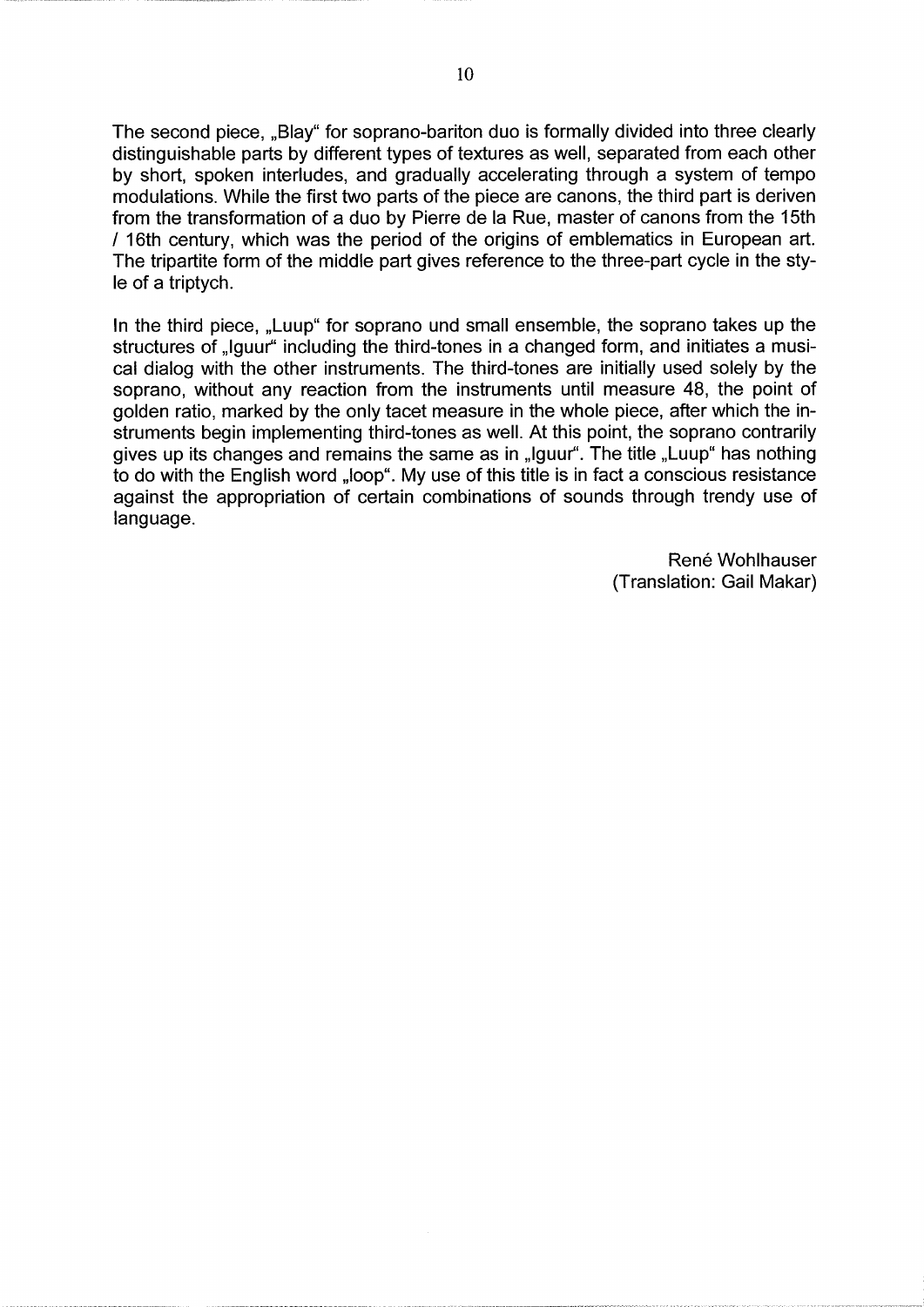The second piece, „Blay" for soprano-bariton duo is formally divided into three clearly distinguishable parts by different types of textures as well, separated from each other by short, spoken interludes, and gradually accelerating through a system of tempo modulations. While the first two parts of the piece are canons, the third part is deriven from the transformation of a duo by Pierre de la Rue, master of canons from the 15th / 16th century, which was the period of the origins of emblematics in European art. The tripartite form of the middle part gives reference to the three-part cycle in the style of a triptych.

In the third piece, „Luup" for soprano und small ensemble, the soprano takes up the structures of „Iguur" including the third-tones in a changed form, and initiates a musical dialog with the other instruments. The third-tones are initially used solely by the soprano, without any reaction from the instruments until measure 48, the point of golden ratio, marked by the only tacet measure in the whole piece, after which the instruments begin implementing third-tones as well. At this point, the soprano contrarily gives up its changes and remains the same as in „Iguur". The title „Luup" has nothing to do with the English word „loop". My use of this title is in fact a conscious resistance against the appropriation of certain combinations of sounds through trendy use of language.

René Wohlhauser
(Translation: Gail Makar)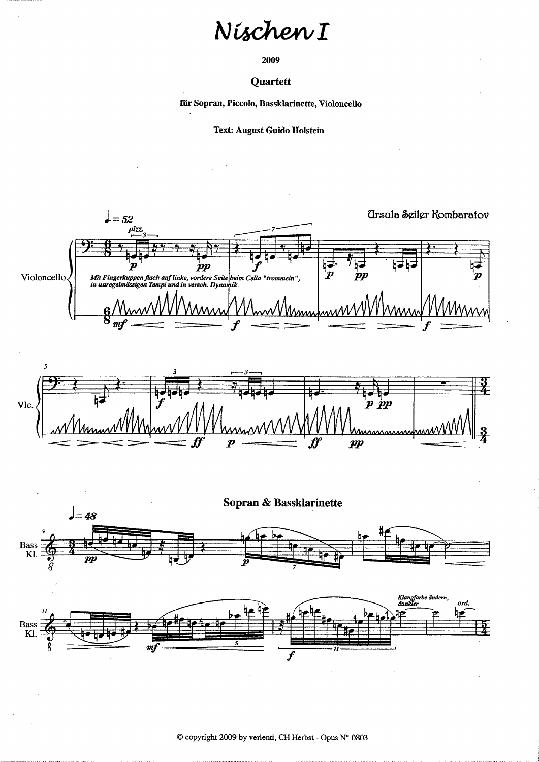# Nischen I

**2009**

**Quartett**

**für Sopran, Piccolo, Bassklarinette, Violoncello**

**Text: August Guido Holstein**

Ursula Seiler Kombaratov

♩. = 52

pizz.

Violoncello

*Mit Fingerkuppen flach auf linke, vordere Seite beim Cello "trommeln", in unregelmässigen Tempi und in versch. Dynamik.*

**Sopran & Bassklarinette**

♩ = 48

Bass Kl.

*Klangfarbe ändern, dunkler*

*ord.*

© copyright 2009 by verlenti, CH Herbst - Opus N° 0803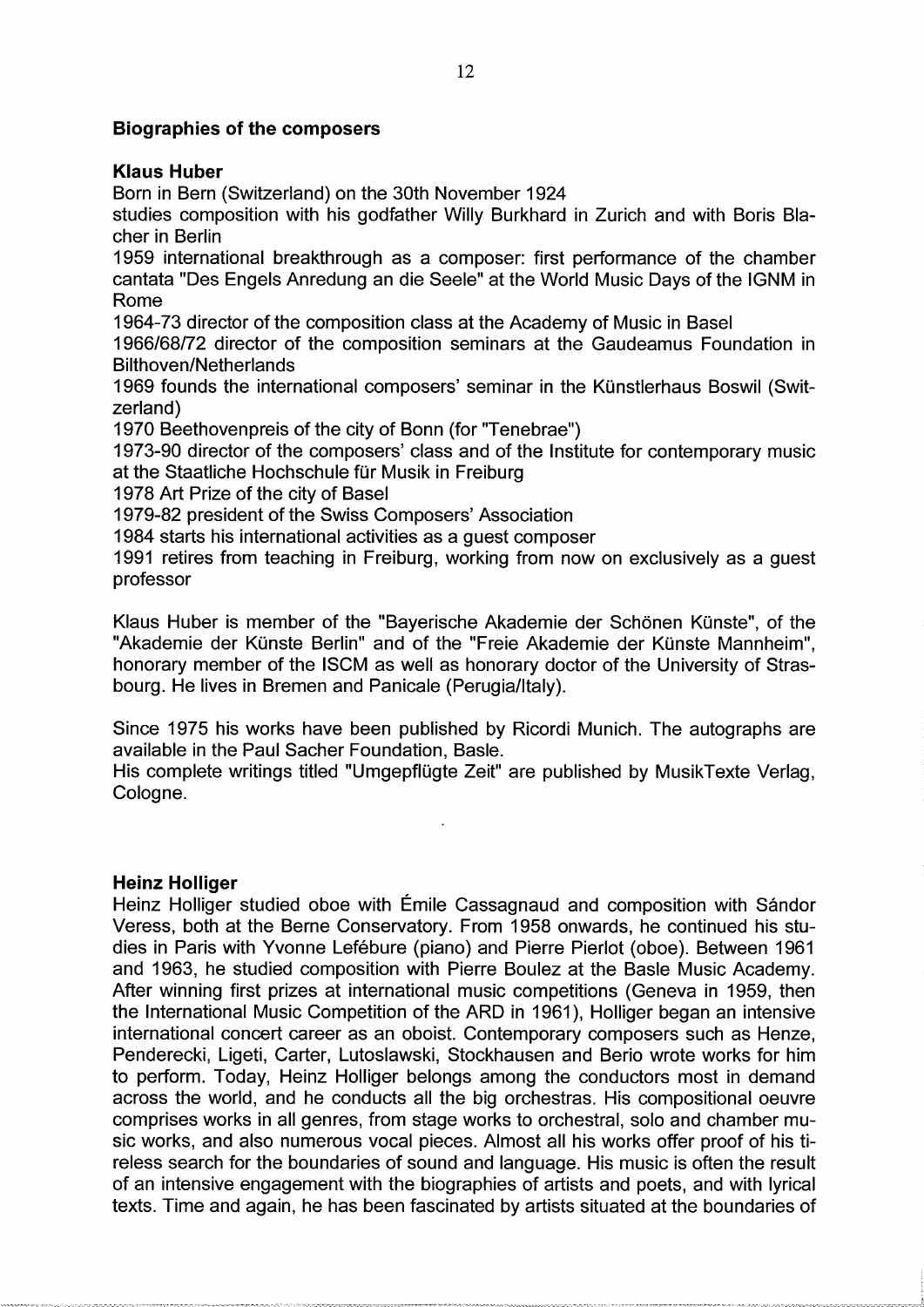## Biographies of the composers

### Klaus Huber

Born in Bern (Switzerland) on the 30th November 1924

studies composition with his godfather Willy Burkhard in Zurich and with Boris Blacher in Berlin

1959 international breakthrough as a composer: first performance of the chamber cantata "Des Engels Anredung an die Seele" at the World Music Days of the IGNM in Rome

1964-73 director of the composition class at the Academy of Music in Basel

1966/68/72 director of the composition seminars at the Gaudeamus Foundation in Bilthoven/Netherlands

1969 founds the international composers' seminar in the Künstlerhaus Boswil (Switzerland)

1970 Beethovenpreis of the city of Bonn (for "Tenebrae")

1973-90 director of the composers' class and of the Institute for contemporary music at the Staatliche Hochschule für Musik in Freiburg

1978 Art Prize of the city of Basel

1979-82 president of the Swiss Composers' Association

1984 starts his international activities as a guest composer

1991 retires from teaching in Freiburg, working from now on exclusively as a guest professor

Klaus Huber is member of the "Bayerische Akademie der Schönen Künste", of the "Akademie der Künste Berlin" and of the "Freie Akademie der Künste Mannheim", honorary member of the ISCM as well as honorary doctor of the University of Strasbourg. He lives in Bremen and Panicale (Perugia/Italy).

Since 1975 his works have been published by Ricordi Munich. The autographs are available in the Paul Sacher Foundation, Basle.
His complete writings titled "Umgepflügte Zeit" are published by MusikTexte Verlag, Cologne.

### Heinz Holliger

Heinz Holliger studied oboe with Émile Cassagnaud and composition with Sándor Veress, both at the Berne Conservatory. From 1958 onwards, he continued his studies in Paris with Yvonne Lefébure (piano) and Pierre Pierlot (oboe). Between 1961 and 1963, he studied composition with Pierre Boulez at the Basle Music Academy. After winning first prizes at international music competitions (Geneva in 1959, then the International Music Competition of the ARD in 1961), Holliger began an intensive international concert career as an oboist. Contemporary composers such as Henze, Penderecki, Ligeti, Carter, Lutoslawski, Stockhausen and Berio wrote works for him to perform. Today, Heinz Holliger belongs among the conductors most in demand across the world, and he conducts all the big orchestras. His compositional oeuvre comprises works in all genres, from stage works to orchestral, solo and chamber music works, and also numerous vocal pieces. Almost all his works offer proof of his tireless search for the boundaries of sound and language. His music is often the result of an intensive engagement with the biographies of artists and poets, and with lyrical texts. Time and again, he has been fascinated by artists situated at the boundaries of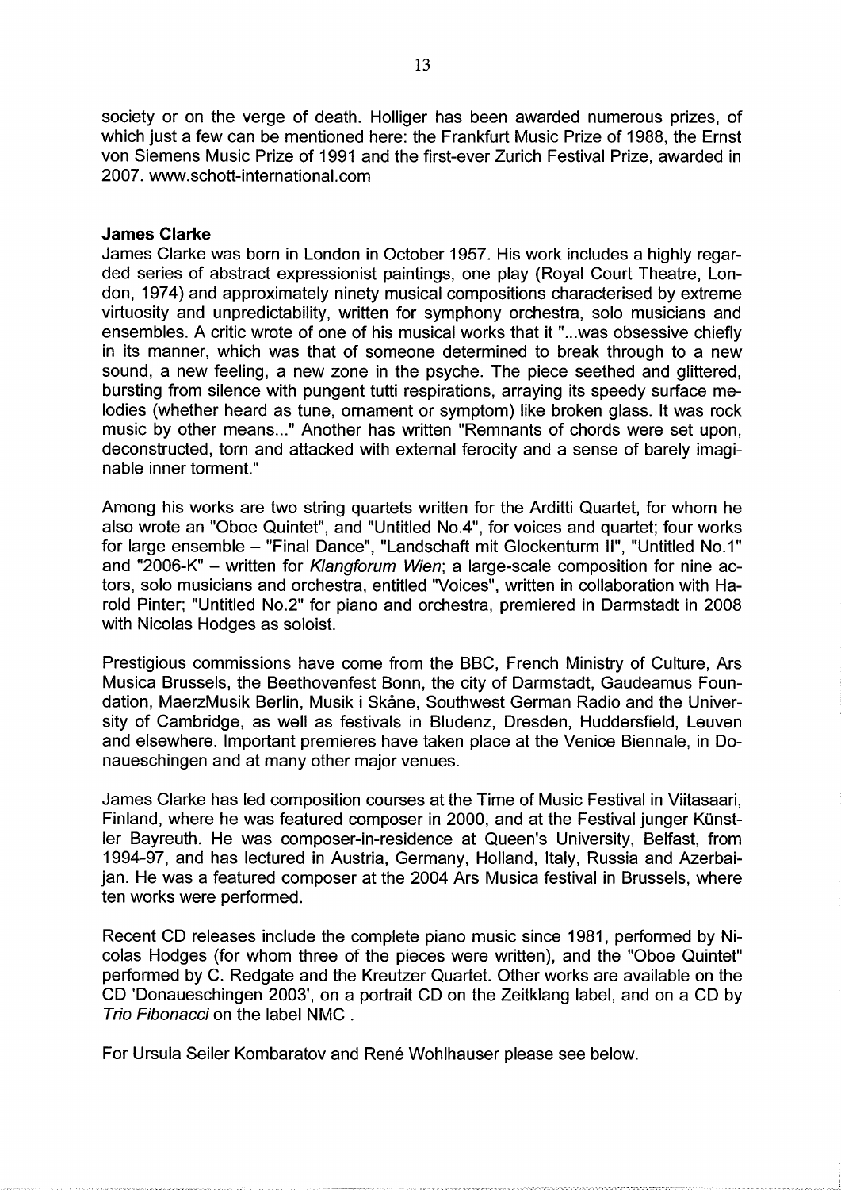society or on the verge of death. Holliger has been awarded numerous prizes, of which just a few can be mentioned here: the Frankfurt Music Prize of 1988, the Ernst von Siemens Music Prize of 1991 and the first-ever Zurich Festival Prize, awarded in 2007. www.schott-international.com

**James Clarke**

James Clarke was born in London in October 1957. His work includes a highly regarded series of abstract expressionist paintings, one play (Royal Court Theatre, London, 1974) and approximately ninety musical compositions characterised by extreme virtuosity and unpredictability, written for symphony orchestra, solo musicians and ensembles. A critic wrote of one of his musical works that it "...was obsessive chiefly in its manner, which was that of someone determined to break through to a new sound, a new feeling, a new zone in the psyche. The piece seethed and glittered, bursting from silence with pungent tutti respirations, arraying its speedy surface melodies (whether heard as tune, ornament or symptom) like broken glass. It was rock music by other means..." Another has written "Remnants of chords were set upon, deconstructed, torn and attacked with external ferocity and a sense of barely imaginable inner torment."

Among his works are two string quartets written for the Arditti Quartet, for whom he also wrote an "Oboe Quintet", and "Untitled No.4", for voices and quartet; four works for large ensemble – "Final Dance", "Landschaft mit Glockenturm II", "Untitled No.1" and "2006-K" – written for *Klangforum Wien*; a large-scale composition for nine actors, solo musicians and orchestra, entitled "Voices", written in collaboration with Harold Pinter; "Untitled No.2" for piano and orchestra, premiered in Darmstadt in 2008 with Nicolas Hodges as soloist.

Prestigious commissions have come from the BBC, French Ministry of Culture, Ars Musica Brussels, the Beethovenfest Bonn, the city of Darmstadt, Gaudeamus Foundation, MaerzMusik Berlin, Musik i Skåne, Southwest German Radio and the University of Cambridge, as well as festivals in Bludenz, Dresden, Huddersfield, Leuven and elsewhere. Important premieres have taken place at the Venice Biennale, in Donaueschingen and at many other major venues.

James Clarke has led composition courses at the Time of Music Festival in Viitasaari, Finland, where he was featured composer in 2000, and at the Festival junger Künstler Bayreuth. He was composer-in-residence at Queen's University, Belfast, from 1994-97, and has lectured in Austria, Germany, Holland, Italy, Russia and Azerbaijan. He was a featured composer at the 2004 Ars Musica festival in Brussels, where ten works were performed.

Recent CD releases include the complete piano music since 1981, performed by Nicolas Hodges (for whom three of the pieces were written), and the "Oboe Quintet" performed by C. Redgate and the Kreutzer Quartet. Other works are available on the CD 'Donaueschingen 2003', on a portrait CD on the Zeitklang label, and on a CD by *Trio Fibonacci* on the label NMC .

For Ursula Seiler Kombaratov and René Wohlhauser please see below.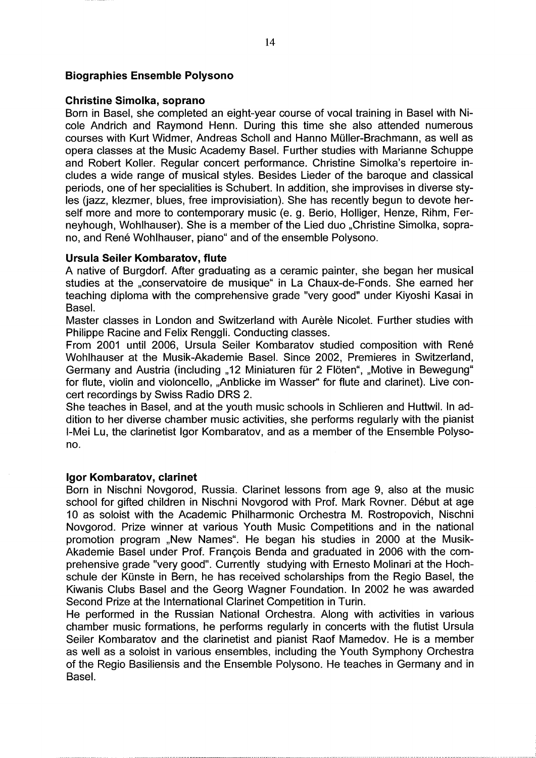## Biographies Ensemble Polysono

### Christine Simolka, soprano

Born in Basel, she completed an eight-year course of vocal training in Basel with Nicole Andrich and Raymond Henn. During this time she also attended numerous courses with Kurt Widmer, Andreas Scholl and Hanno Müller-Brachmann, as well as opera classes at the Music Academy Basel. Further studies with Marianne Schuppe and Robert Koller. Regular concert performance. Christine Simolka's repertoire includes a wide range of musical styles. Besides Lieder of the baroque and classical periods, one of her specialities is Schubert. In addition, she improvises in diverse styles (jazz, klezmer, blues, free improvisiation). She has recently begun to devote herself more and more to contemporary music (e. g. Berio, Holliger, Henze, Rihm, Ferneyhough, Wohlhauser). She is a member of the Lied duo „Christine Simolka, soprano, and René Wohlhauser, piano" and of the ensemble Polysono.

### Ursula Seiler Kombaratov, flute

A native of Burgdorf. After graduating as a ceramic painter, she began her musical studies at the „conservatoire de musique" in La Chaux-de-Fonds. She earned her teaching diploma with the comprehensive grade "very good" under Kiyoshi Kasai in Basel.

Master classes in London and Switzerland with Aurèle Nicolet. Further studies with Philippe Racine and Felix Renggli. Conducting classes.

From 2001 until 2006, Ursula Seiler Kombaratov studied composition with René Wohlhauser at the Musik-Akademie Basel. Since 2002, Premieres in Switzerland, Germany and Austria (including „12 Miniaturen für 2 Flöten", „Motive in Bewegung" for flute, violin and violoncello, „Anblicke im Wasser" for flute and clarinet). Live concert recordings by Swiss Radio DRS 2.

She teaches in Basel, and at the youth music schools in Schlieren and Huttwil. In addition to her diverse chamber music activities, she performs regularly with the pianist I-Mei Lu, the clarinetist Igor Kombaratov, and as a member of the Ensemble Polysono.

### Igor Kombaratov, clarinet

Born in Nischni Novgorod, Russia. Clarinet lessons from age 9, also at the music school for gifted children in Nischni Novgorod with Prof. Mark Rovner. Début at age 10 as soloist with the Academic Philharmonic Orchestra M. Rostropovich, Nischni Novgorod. Prize winner at various Youth Music Competitions and in the national promotion program „New Names". He began his studies in 2000 at the Musik-Akademie Basel under Prof. François Benda and graduated in 2006 with the comprehensive grade "very good". Currently studying with Ernesto Molinari at the Hochschule der Künste in Bern, he has received scholarships from the Regio Basel, the Kiwanis Clubs Basel and the Georg Wagner Foundation. In 2002 he was awarded Second Prize at the International Clarinet Competition in Turin.

He performed in the Russian National Orchestra. Along with activities in various chamber music formations, he performs regularly in concerts with the flutist Ursula Seiler Kombaratov and the clarinetist and pianist Raof Mamedov. He is a member as well as a soloist in various ensembles, including the Youth Symphony Orchestra of the Regio Basiliensis and the Ensemble Polysono. He teaches in Germany and in Basel.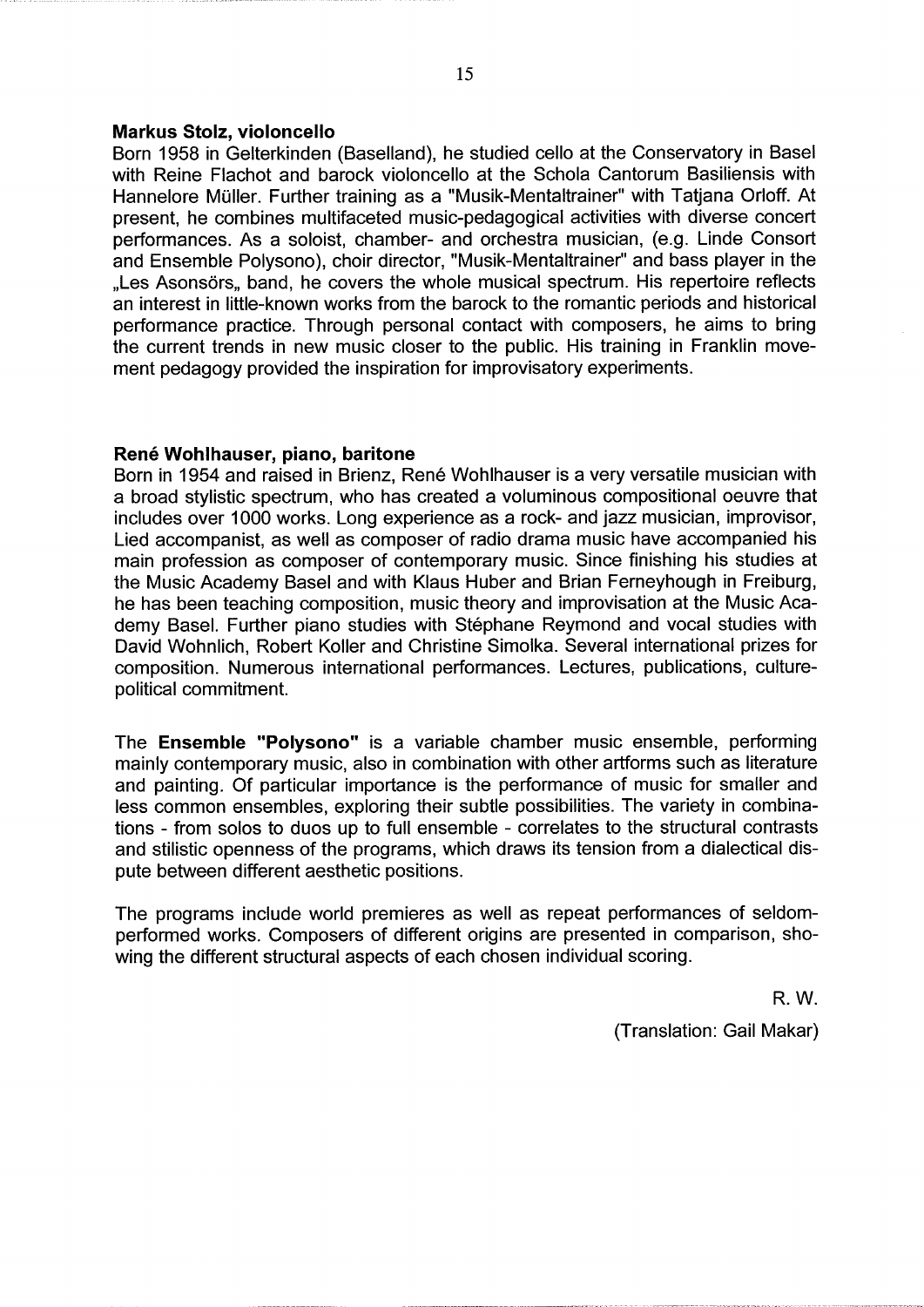**Markus Stolz, violoncello**

Born 1958 in Gelterkinden (Baselland), he studied cello at the Conservatory in Basel with Reine Flachot and barock violoncello at the Schola Cantorum Basiliensis with Hannelore Müller. Further training as a "Musik-Mentaltrainer" with Tatjana Orloff. At present, he combines multifaceted music-pedagogical activities with diverse concert performances. As a soloist, chamber- and orchestra musician, (e.g. Linde Consort and Ensemble Polysono), choir director, "Musik-Mentaltrainer" and bass player in the „Les Asonsörs„ band, he covers the whole musical spectrum. His repertoire reflects an interest in little-known works from the barock to the romantic periods and historical performance practice. Through personal contact with composers, he aims to bring the current trends in new music closer to the public. His training in Franklin movement pedagogy provided the inspiration for improvisatory experiments.

**René Wohlhauser, piano, baritone**

Born in 1954 and raised in Brienz, René Wohlhauser is a very versatile musician with a broad stylistic spectrum, who has created a voluminous compositional oeuvre that includes over 1000 works. Long experience as a rock- and jazz musician, improvisor, Lied accompanist, as well as composer of radio drama music have accompanied his main profession as composer of contemporary music. Since finishing his studies at the Music Academy Basel and with Klaus Huber and Brian Ferneyhough in Freiburg, he has been teaching composition, music theory and improvisation at the Music Academy Basel. Further piano studies with Stéphane Reymond and vocal studies with David Wohnlich, Robert Koller and Christine Simolka. Several international prizes for composition. Numerous international performances. Lectures, publications, culture-political commitment.

The **Ensemble "Polysono"** is a variable chamber music ensemble, performing mainly contemporary music, also in combination with other artforms such as literature and painting. Of particular importance is the performance of music for smaller and less common ensembles, exploring their subtle possibilities. The variety in combinations - from solos to duos up to full ensemble - correlates to the structural contrasts and stilistic openness of the programs, which draws its tension from a dialectical dispute between different aesthetic positions.

The programs include world premieres as well as repeat performances of seldom-performed works. Composers of different origins are presented in comparison, showing the different structural aspects of each chosen individual scoring.

R. W.

(Translation: Gail Makar)